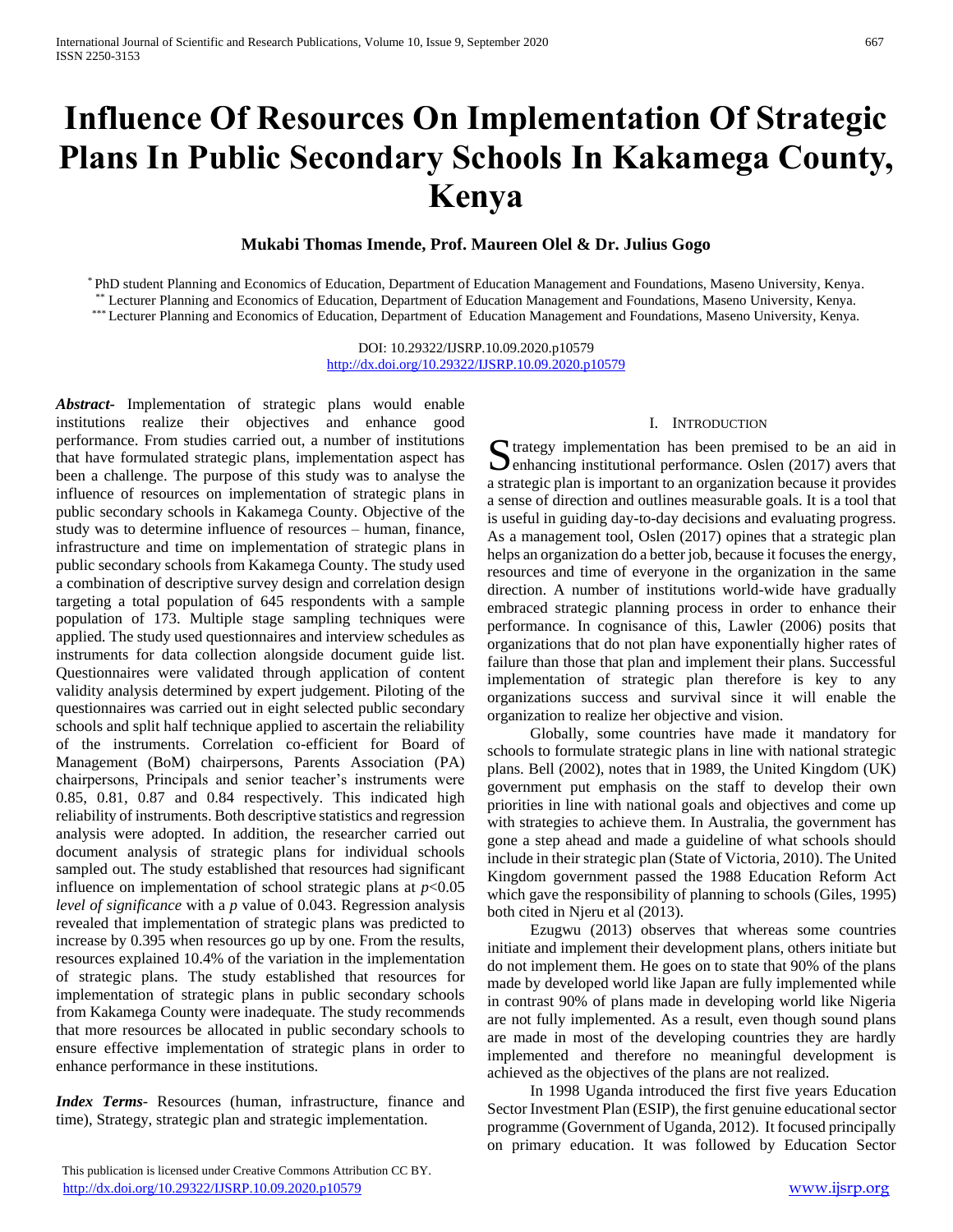# Influence Of Resources On Implementation Of Strategic Plans In Public Secondary Schools In Kakamega County, Kenya

**Mukabi Thomas Imende, Prof. Maureen Olel & Dr. Julius Gogo**

[*] PhD student Planning and Economics of Education, Department of Education Management and Foundations, Maseno University, Kenya.
[**] Lecturer Planning and Economics of Education, Department of Education Management and Foundations, Maseno University, Kenya.
[***] Lecturer Planning and Economics of Education, Department of Education Management and Foundations, Maseno University, Kenya.

DOI: 10.29322/IJSRP.10.09.2020.p10579
http://dx.doi.org/10.29322/IJSRP.10.09.2020.p10579

***Abstract*-** Implementation of strategic plans would enable institutions realize their objectives and enhance good performance. From studies carried out, a number of institutions that have formulated strategic plans, implementation aspect has been a challenge. The purpose of this study was to analyse the influence of resources on implementation of strategic plans in public secondary schools in Kakamega County. Objective of the study was to determine influence of resources – human, finance, infrastructure and time on implementation of strategic plans in public secondary schools from Kakamega County. The study used a combination of descriptive survey design and correlation design targeting a total population of 645 respondents with a sample population of 173. Multiple stage sampling techniques were applied. The study used questionnaires and interview schedules as instruments for data collection alongside document guide list. Questionnaires were validated through application of content validity analysis determined by expert judgement. Piloting of the questionnaires was carried out in eight selected public secondary schools and split half technique applied to ascertain the reliability of the instruments. Correlation co-efficient for Board of Management (BoM) chairpersons, Parents Association (PA) chairpersons, Principals and senior teacher's instruments were 0.85, 0.81, 0.87 and 0.84 respectively. This indicated high reliability of instruments. Both descriptive statistics and regression analysis were adopted. In addition, the researcher carried out document analysis of strategic plans for individual schools sampled out. The study established that resources had significant influence on implementation of school strategic plans at $p<0.05$ *level of significance* with a $p$ value of 0.043. Regression analysis revealed that implementation of strategic plans was predicted to increase by 0.395 when resources go up by one. From the results, resources explained 10.4% of the variation in the implementation of strategic plans. The study established that resources for implementation of strategic plans in public secondary schools from Kakamega County were inadequate. The study recommends that more resources be allocated in public secondary schools to ensure effective implementation of strategic plans in order to enhance performance in these institutions.

***Index Terms*-** Resources (human, infrastructure, finance and time), Strategy, strategic plan and strategic implementation.

## I. Introduction

Strategy implementation has been premised to be an aid in enhancing institutional performance. Oslen (2017) avers that a strategic plan is important to an organization because it provides a sense of direction and outlines measurable goals. It is a tool that is useful in guiding day-to-day decisions and evaluating progress. As a management tool, Oslen (2017) opines that a strategic plan helps an organization do a better job, because it focuses the energy, resources and time of everyone in the organization in the same direction. A number of institutions world-wide have gradually embraced strategic planning process in order to enhance their performance. In cognisance of this, Lawler (2006) posits that organizations that do not plan have exponentially higher rates of failure than those that plan and implement their plans. Successful implementation of strategic plan therefore is key to any organizations success and survival since it will enable the organization to realize her objective and vision.

Globally, some countries have made it mandatory for schools to formulate strategic plans in line with national strategic plans. Bell (2002), notes that in 1989, the United Kingdom (UK) government put emphasis on the staff to develop their own priorities in line with national goals and objectives and come up with strategies to achieve them. In Australia, the government has gone a step ahead and made a guideline of what schools should include in their strategic plan (State of Victoria, 2010). The United Kingdom government passed the 1988 Education Reform Act which gave the responsibility of planning to schools (Giles, 1995) both cited in Njeru et al (2013).

Ezugwu (2013) observes that whereas some countries initiate and implement their development plans, others initiate but do not implement them. He goes on to state that 90% of the plans made by developed world like Japan are fully implemented while in contrast 90% of plans made in developing world like Nigeria are not fully implemented. As a result, even though sound plans are made in most of the developing countries they are hardly implemented and therefore no meaningful development is achieved as the objectives of the plans are not realized.

In 1998 Uganda introduced the first five years Education Sector Investment Plan (ESIP), the first genuine educational sector programme (Government of Uganda, 2012). It focused principally on primary education. It was followed by Education Sector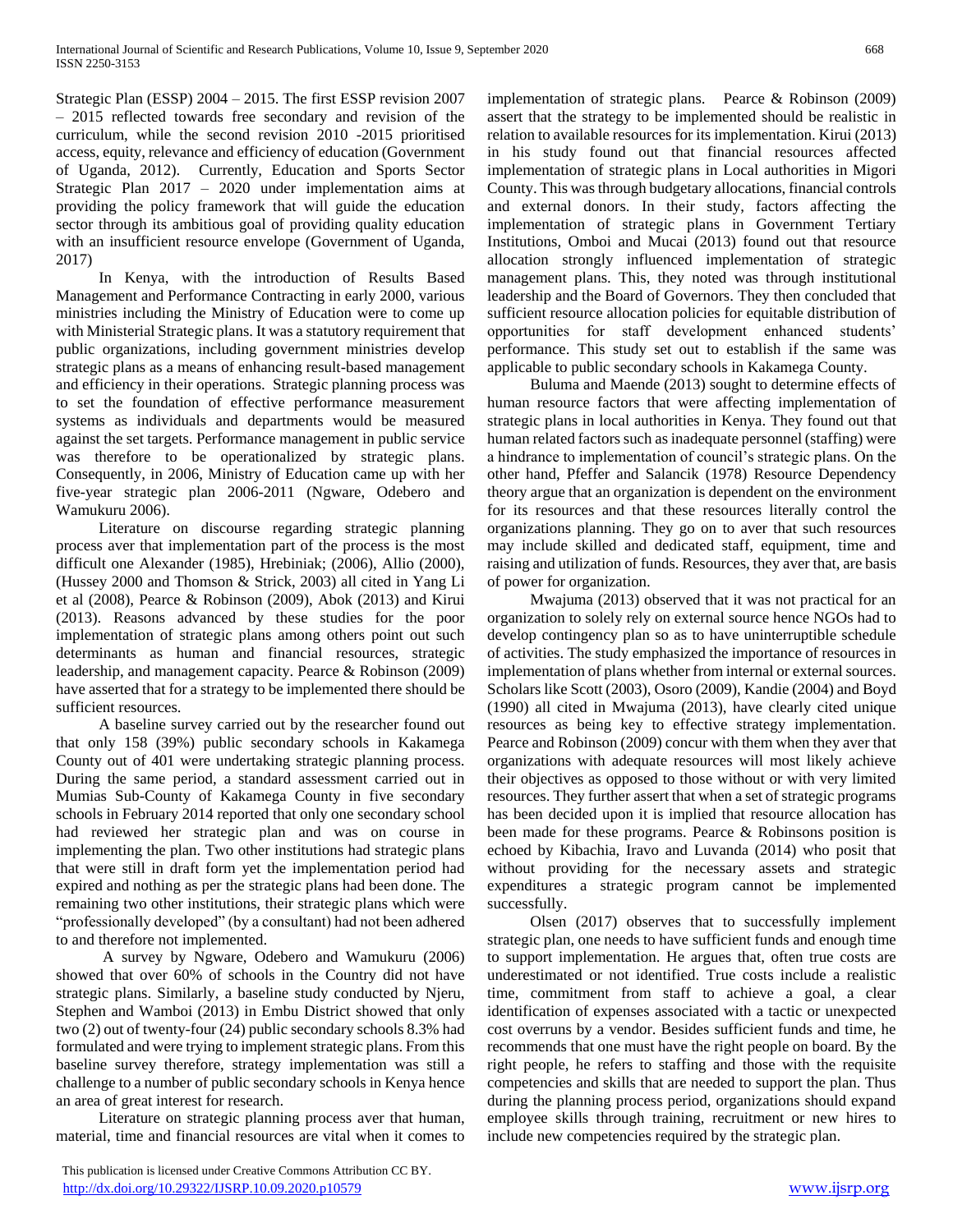Strategic Plan (ESSP) 2004 – 2015. The first ESSP revision 2007 – 2015 reflected towards free secondary and revision of the curriculum, while the second revision 2010 -2015 prioritised access, equity, relevance and efficiency of education (Government of Uganda, 2012). Currently, Education and Sports Sector Strategic Plan 2017 – 2020 under implementation aims at providing the policy framework that will guide the education sector through its ambitious goal of providing quality education with an insufficient resource envelope (Government of Uganda, 2017)

In Kenya, with the introduction of Results Based Management and Performance Contracting in early 2000, various ministries including the Ministry of Education were to come up with Ministerial Strategic plans. It was a statutory requirement that public organizations, including government ministries develop strategic plans as a means of enhancing result-based management and efficiency in their operations. Strategic planning process was to set the foundation of effective performance measurement systems as individuals and departments would be measured against the set targets. Performance management in public service was therefore to be operationalized by strategic plans. Consequently, in 2006, Ministry of Education came up with her five-year strategic plan 2006-2011 (Ngware, Odebero and Wamukuru 2006).

Literature on discourse regarding strategic planning process aver that implementation part of the process is the most difficult one Alexander (1985), Hrebiniak; (2006), Allio (2000), (Hussey 2000 and Thomson & Strick, 2003) all cited in Yang Li et al (2008), Pearce & Robinson (2009), Abok (2013) and Kirui (2013). Reasons advanced by these studies for the poor implementation of strategic plans among others point out such determinants as human and financial resources, strategic leadership, and management capacity. Pearce & Robinson (2009) have asserted that for a strategy to be implemented there should be sufficient resources.

A baseline survey carried out by the researcher found out that only 158 (39%) public secondary schools in Kakamega County out of 401 were undertaking strategic planning process. During the same period, a standard assessment carried out in Mumias Sub-County of Kakamega County in five secondary schools in February 2014 reported that only one secondary school had reviewed her strategic plan and was on course in implementing the plan. Two other institutions had strategic plans that were still in draft form yet the implementation period had expired and nothing as per the strategic plans had been done. The remaining two other institutions, their strategic plans which were "professionally developed" (by a consultant) had not been adhered to and therefore not implemented.

A survey by Ngware, Odebero and Wamukuru (2006) showed that over 60% of schools in the Country did not have strategic plans. Similarly, a baseline study conducted by Njeru, Stephen and Wamboi (2013) in Embu District showed that only two (2) out of twenty-four (24) public secondary schools 8.3% had formulated and were trying to implement strategic plans. From this baseline survey therefore, strategy implementation was still a challenge to a number of public secondary schools in Kenya hence an area of great interest for research.

Literature on strategic planning process aver that human, material, time and financial resources are vital when it comes to implementation of strategic plans. Pearce & Robinson (2009) assert that the strategy to be implemented should be realistic in relation to available resources for its implementation. Kirui (2013) in his study found out that financial resources affected implementation of strategic plans in Local authorities in Migori County. This was through budgetary allocations, financial controls and external donors. In their study, factors affecting the implementation of strategic plans in Government Tertiary Institutions, Omboi and Mucai (2013) found out that resource allocation strongly influenced implementation of strategic management plans. This, they noted was through institutional leadership and the Board of Governors. They then concluded that sufficient resource allocation policies for equitable distribution of opportunities for staff development enhanced students' performance. This study set out to establish if the same was applicable to public secondary schools in Kakamega County.

Buluma and Maende (2013) sought to determine effects of human resource factors that were affecting implementation of strategic plans in local authorities in Kenya. They found out that human related factors such as inadequate personnel (staffing) were a hindrance to implementation of council's strategic plans. On the other hand, Pfeffer and Salancik (1978) Resource Dependency theory argue that an organization is dependent on the environment for its resources and that these resources literally control the organizations planning. They go on to aver that such resources may include skilled and dedicated staff, equipment, time and raising and utilization of funds. Resources, they aver that, are basis of power for organization.

Mwajuma (2013) observed that it was not practical for an organization to solely rely on external source hence NGOs had to develop contingency plan so as to have uninterruptible schedule of activities. The study emphasized the importance of resources in implementation of plans whether from internal or external sources. Scholars like Scott (2003), Osoro (2009), Kandie (2004) and Boyd (1990) all cited in Mwajuma (2013), have clearly cited unique resources as being key to effective strategy implementation. Pearce and Robinson (2009) concur with them when they aver that organizations with adequate resources will most likely achieve their objectives as opposed to those without or with very limited resources. They further assert that when a set of strategic programs has been decided upon it is implied that resource allocation has been made for these programs. Pearce & Robinsons position is echoed by Kibachia, Iravo and Luvanda (2014) who posit that without providing for the necessary assets and strategic expenditures a strategic program cannot be implemented successfully.

Olsen (2017) observes that to successfully implement strategic plan, one needs to have sufficient funds and enough time to support implementation. He argues that, often true costs are underestimated or not identified. True costs include a realistic time, commitment from staff to achieve a goal, a clear identification of expenses associated with a tactic or unexpected cost overruns by a vendor. Besides sufficient funds and time, he recommends that one must have the right people on board. By the right people, he refers to staffing and those with the requisite competencies and skills that are needed to support the plan. Thus during the planning process period, organizations should expand employee skills through training, recruitment or new hires to include new competencies required by the strategic plan.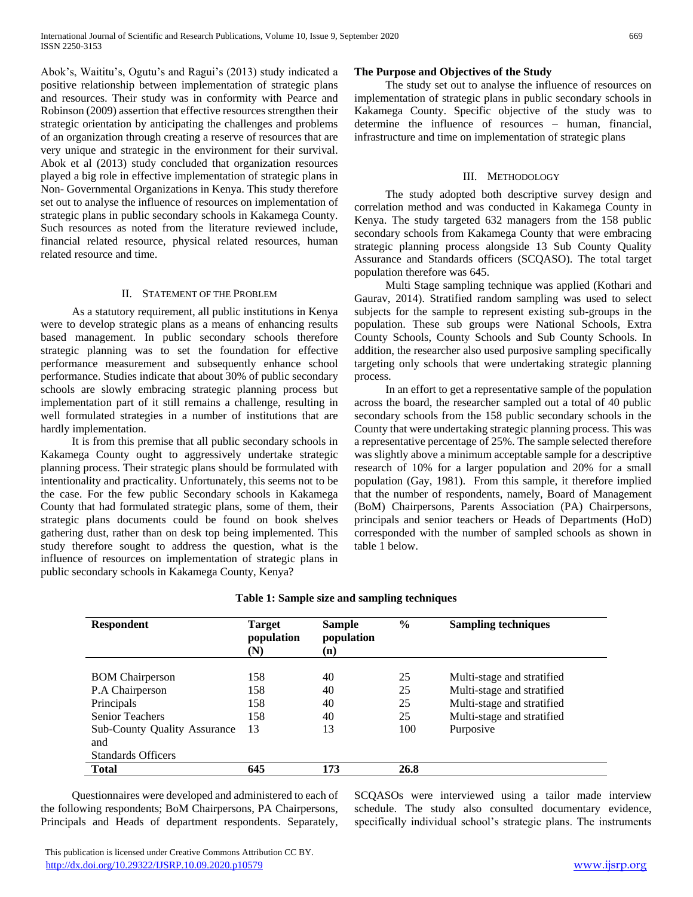Abok's, Waititu's, Ogutu's and Ragui's (2013) study indicated a positive relationship between implementation of strategic plans and resources. Their study was in conformity with Pearce and Robinson (2009) assertion that effective resources strengthen their strategic orientation by anticipating the challenges and problems of an organization through creating a reserve of resources that are very unique and strategic in the environment for their survival. Abok et al (2013) study concluded that organization resources played a big role in effective implementation of strategic plans in Non- Governmental Organizations in Kenya. This study therefore set out to analyse the influence of resources on implementation of strategic plans in public secondary schools in Kakamega County. Such resources as noted from the literature reviewed include, financial related resource, physical related resources, human related resource and time.

## II. Statement of the Problem

As a statutory requirement, all public institutions in Kenya were to develop strategic plans as a means of enhancing results based management. In public secondary schools therefore strategic planning was to set the foundation for effective performance measurement and subsequently enhance school performance. Studies indicate that about 30% of public secondary schools are slowly embracing strategic planning process but implementation part of it still remains a challenge, resulting in well formulated strategies in a number of institutions that are hardly implementation.

It is from this premise that all public secondary schools in Kakamega County ought to aggressively undertake strategic planning process. Their strategic plans should be formulated with intentionality and practicality. Unfortunately, this seems not to be the case. For the few public Secondary schools in Kakamega County that had formulated strategic plans, some of them, their strategic plans documents could be found on book shelves gathering dust, rather than on desk top being implemented. This study therefore sought to address the question, what is the influence of resources on implementation of strategic plans in public secondary schools in Kakamega County, Kenya?

### The Purpose and Objectives of the Study

The study set out to analyse the influence of resources on implementation of strategic plans in public secondary schools in Kakamega County. Specific objective of the study was to determine the influence of resources – human, financial, infrastructure and time on implementation of strategic plans

## III. Methodology

The study adopted both descriptive survey design and correlation method and was conducted in Kakamega County in Kenya. The study targeted 632 managers from the 158 public secondary schools from Kakamega County that were embracing strategic planning process alongside 13 Sub County Quality Assurance and Standards officers (SCQASO). The total target population therefore was 645.

Multi Stage sampling technique was applied (Kothari and Gaurav, 2014). Stratified random sampling was used to select subjects for the sample to represent existing sub-groups in the population. These sub groups were National Schools, Extra County Schools, County Schools and Sub County Schools. In addition, the researcher also used purposive sampling specifically targeting only schools that were undertaking strategic planning process.

In an effort to get a representative sample of the population across the board, the researcher sampled out a total of 40 public secondary schools from the 158 public secondary schools in the County that were undertaking strategic planning process. This was a representative percentage of 25%. The sample selected therefore was slightly above a minimum acceptable sample for a descriptive research of 10% for a larger population and 20% for a small population (Gay, 1981). From this sample, it therefore implied that the number of respondents, namely, Board of Management (BoM) Chairpersons, Parents Association (PA) Chairpersons, principals and senior teachers or Heads of Departments (HoD) corresponded with the number of sampled schools as shown in table 1 below.

**Table 1: Sample size and sampling techniques**

| Respondent | Target population (N) | Sample population (n) | % | Sampling techniques |
|---|---|---|---|---|
| BOM Chairperson | 158 | 40 | 25 | Multi-stage and stratified |
| P.A Chairperson | 158 | 40 | 25 | Multi-stage and stratified |
| Principals | 158 | 40 | 25 | Multi-stage and stratified |
| Senior Teachers | 158 | 40 | 25 | Multi-stage and stratified |
| Sub-County Quality Assurance and Standards Officers | 13 | 13 | 100 | Purposive |
| **Total** | **645** | **173** | **26.8** | |

Questionnaires were developed and administered to each of the following respondents; BoM Chairpersons, PA Chairpersons, Principals and Heads of department respondents. Separately, SCQASOs were interviewed using a tailor made interview schedule. The study also consulted documentary evidence, specifically individual school's strategic plans. The instruments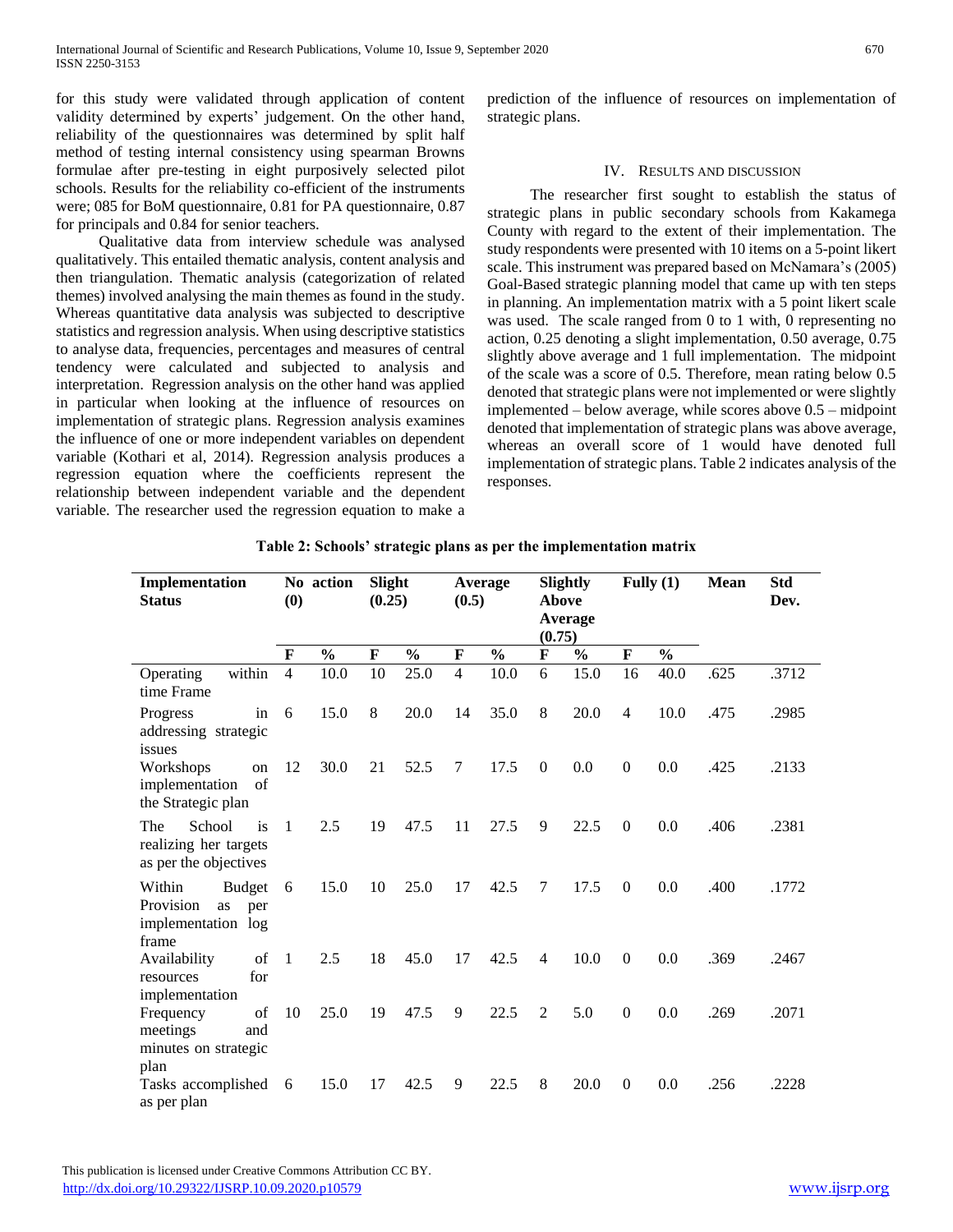for this study were validated through application of content validity determined by experts' judgement. On the other hand, reliability of the questionnaires was determined by split half method of testing internal consistency using spearman Browns formulae after pre-testing in eight purposively selected pilot schools. Results for the reliability co-efficient of the instruments were; 085 for BoM questionnaire, 0.81 for PA questionnaire, 0.87 for principals and 0.84 for senior teachers.

Qualitative data from interview schedule was analysed qualitatively. This entailed thematic analysis, content analysis and then triangulation. Thematic analysis (categorization of related themes) involved analysing the main themes as found in the study. Whereas quantitative data analysis was subjected to descriptive statistics and regression analysis. When using descriptive statistics to analyse data, frequencies, percentages and measures of central tendency were calculated and subjected to analysis and interpretation. Regression analysis on the other hand was applied in particular when looking at the influence of resources on implementation of strategic plans. Regression analysis examines the influence of one or more independent variables on dependent variable (Kothari et al, 2014). Regression analysis produces a regression equation where the coefficients represent the relationship between independent variable and the dependent variable. The researcher used the regression equation to make a prediction of the influence of resources on implementation of strategic plans.

## IV. Results and Discussion

The researcher first sought to establish the status of strategic plans in public secondary schools from Kakamega County with regard to the extent of their implementation. The study respondents were presented with 10 items on a 5-point likert scale. This instrument was prepared based on McNamara's (2005) Goal-Based strategic planning model that came up with ten steps in planning. An implementation matrix with a 5 point likert scale was used. The scale ranged from 0 to 1 with, 0 representing no action, 0.25 denoting a slight implementation, 0.50 average, 0.75 slightly above average and 1 full implementation. The midpoint of the scale was a score of 0.5. Therefore, mean rating below 0.5 denoted that strategic plans were not implemented or were slightly implemented – below average, while scores above 0.5 – midpoint denoted that implementation of strategic plans was above average, whereas an overall score of 1 would have denoted full implementation of strategic plans. Table 2 indicates analysis of the responses.

**Table 2: Schools' strategic plans as per the implementation matrix**

| Implementation Status | No action (0) | | Slight (0.25) | | Average (0.5) | | Slightly Above Average (0.75) | | Fully (1) | | Mean | Std Dev. |
|---|---|---|---|---|---|---|---|---|---|---|---|---|
| | F | % | F | % | F | % | F | % | F | % | | |
| Operating within time Frame | 4 | 10.0 | 10 | 25.0 | 4 | 10.0 | 6 | 15.0 | 16 | 40.0 | .625 | .3712 |
| Progress in addressing strategic issues | 6 | 15.0 | 8 | 20.0 | 14 | 35.0 | 8 | 20.0 | 4 | 10.0 | .475 | .2985 |
| Workshops on implementation of the Strategic plan | 12 | 30.0 | 21 | 52.5 | 7 | 17.5 | 0 | 0.0 | 0 | 0.0 | .425 | .2133 |
| The School is realizing her targets as per the objectives | 1 | 2.5 | 19 | 47.5 | 11 | 27.5 | 9 | 22.5 | 0 | 0.0 | .406 | .2381 |
| Within Budget Provision as per implementation log frame | 6 | 15.0 | 10 | 25.0 | 17 | 42.5 | 7 | 17.5 | 0 | 0.0 | .400 | .1772 |
| Availability of resources for implementation | 1 | 2.5 | 18 | 45.0 | 17 | 42.5 | 4 | 10.0 | 0 | 0.0 | .369 | .2467 |
| Frequency of meetings and minutes on strategic plan | 10 | 25.0 | 19 | 47.5 | 9 | 22.5 | 2 | 5.0 | 0 | 0.0 | .269 | .2071 |
| Tasks accomplished as per plan | 6 | 15.0 | 17 | 42.5 | 9 | 22.5 | 8 | 20.0 | 0 | 0.0 | .256 | .2228 |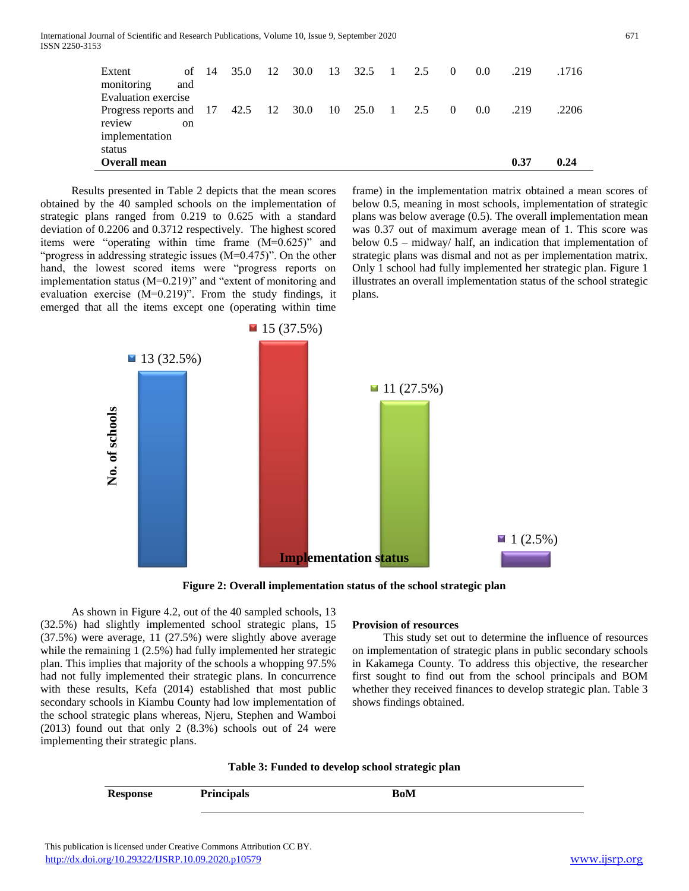| | | | | | | | | | | | | |
|---|---|---|---|---|---|---|---|---|---|---|---|---|
| Extent of monitoring and Evaluation exercise | 14 | 35.0 | 12 | 30.0 | 13 | 32.5 | 1 | 2.5 | 0 | 0.0 | .219 | .1716 |
| Progress reports and review on implementation status | 17 | 42.5 | 12 | 30.0 | 10 | 25.0 | 1 | 2.5 | 0 | 0.0 | .219 | .2206 |
| **Overall mean** | | | | | | | | | | | **0.37** | **0.24** |

Results presented in Table 2 depicts that the mean scores obtained by the 40 sampled schools on the implementation of strategic plans ranged from 0.219 to 0.625 with a standard deviation of 0.2206 and 0.3712 respectively. The highest scored items were "operating within time frame (M=0.625)" and "progress in addressing strategic issues (M=0.475)". On the other hand, the lowest scored items were "progress reports on implementation status (M=0.219)" and "extent of monitoring and evaluation exercise (M=0.219)". From the study findings, it emerged that all the items except one (operating within time frame) in the implementation matrix obtained a mean scores of below 0.5, meaning in most schools, implementation of strategic plans was below average (0.5). The overall implementation mean was 0.37 out of maximum average mean of 1. This score was below 0.5 – midway/ half, an indication that implementation of strategic plans was dismal and not as per implementation matrix. Only 1 school had fully implemented her strategic plan. Figure 1 illustrates an overall implementation status of the school strategic plans.

No. of schools

13 (32.5%) | 15 (37.5%) | 11 (27.5%) | 1 (2.5%)

Implementation status

**Figure 2: Overall implementation status of the school strategic plan**

As shown in Figure 4.2, out of the 40 sampled schools, 13 (32.5%) had slightly implemented school strategic plans, 15 (37.5%) were average, 11 (27.5%) were slightly above average while the remaining 1 (2.5%) had fully implemented her strategic plan. This implies that majority of the schools a whopping 97.5% had not fully implemented their strategic plans. In concurrence with these results, Kefa (2014) established that most public secondary schools in Kiambu County had low implementation of the school strategic plans whereas, Njeru, Stephen and Wamboi (2013) found out that only 2 (8.3%) schools out of 24 were implementing their strategic plans.

**Provision of resources**

This study set out to determine the influence of resources on implementation of strategic plans in public secondary schools in Kakamega County. To address this objective, the researcher first sought to find out from the school principals and BOM whether they received finances to develop strategic plan. Table 3 shows findings obtained.

**Table 3: Funded to develop school strategic plan**

| Response | Principals | BoM |
|---|---|---|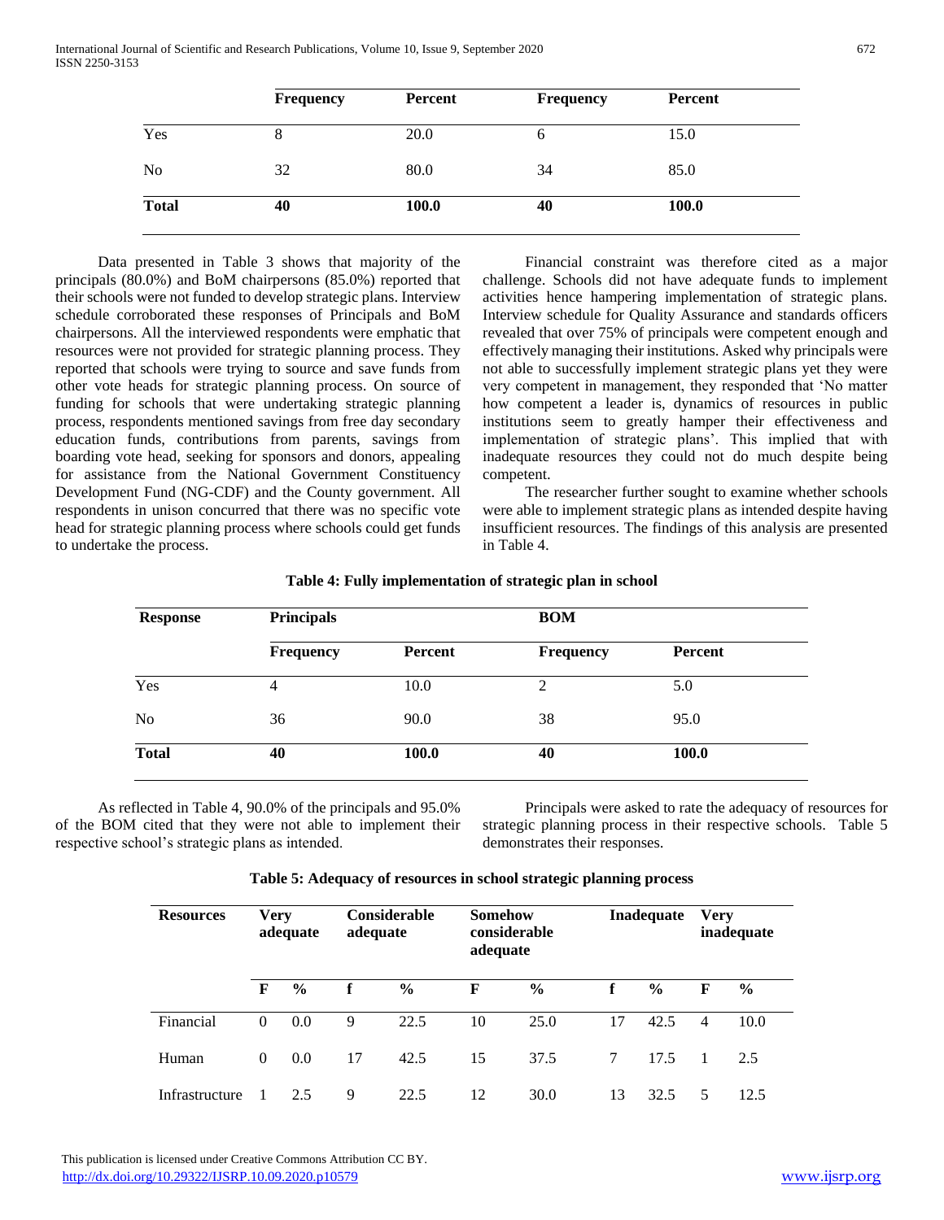| | Frequency | Percent | Frequency | Percent |
|---|---|---|---|---|
| Yes | 8 | 20.0 | 6 | 15.0 |
| No | 32 | 80.0 | 34 | 85.0 |
| **Total** | **40** | **100.0** | **40** | **100.0** |

Data presented in Table 3 shows that majority of the principals (80.0%) and BoM chairpersons (85.0%) reported that their schools were not funded to develop strategic plans. Interview schedule corroborated these responses of Principals and BoM chairpersons. All the interviewed respondents were emphatic that resources were not provided for strategic planning process. They reported that schools were trying to source and save funds from other vote heads for strategic planning process. On source of funding for schools that were undertaking strategic planning process, respondents mentioned savings from free day secondary education funds, contributions from parents, savings from boarding vote head, seeking for sponsors and donors, appealing for assistance from the National Government Constituency Development Fund (NG-CDF) and the County government. All respondents in unison concurred that there was no specific vote head for strategic planning process where schools could get funds to undertake the process.

Financial constraint was therefore cited as a major challenge. Schools did not have adequate funds to implement activities hence hampering implementation of strategic plans. Interview schedule for Quality Assurance and standards officers revealed that over 75% of principals were competent enough and effectively managing their institutions. Asked why principals were not able to successfully implement strategic plans yet they were very competent in management, they responded that 'No matter how competent a leader is, dynamics of resources in public institutions seem to greatly hamper their effectiveness and implementation of strategic plans'. This implied that with inadequate resources they could not do much despite being competent.

The researcher further sought to examine whether schools were able to implement strategic plans as intended despite having insufficient resources. The findings of this analysis are presented in Table 4.

**Table 4: Fully implementation of strategic plan in school**

| Response | Principals | | BOM | |
|---|---|---|---|---|
| | Frequency | Percent | Frequency | Percent |
| Yes | 4 | 10.0 | 2 | 5.0 |
| No | 36 | 90.0 | 38 | 95.0 |
| **Total** | **40** | **100.0** | **40** | **100.0** |

As reflected in Table 4, 90.0% of the principals and 95.0% of the BOM cited that they were not able to implement their respective school's strategic plans as intended.

Principals were asked to rate the adequacy of resources for strategic planning process in their respective schools. Table 5 demonstrates their responses.

**Table 5: Adequacy of resources in school strategic planning process**

| Resources | Very adequate | | Considerable adequate | | Somehow considerable adequate | | Inadequate | | Very inadequate | |
|---|---|---|---|---|---|---|---|---|---|---|
| | F | % | f | % | F | % | f | % | F | % |
| Financial | 0 | 0.0 | 9 | 22.5 | 10 | 25.0 | 17 | 42.5 | 4 | 10.0 |
| Human | 0 | 0.0 | 17 | 42.5 | 15 | 37.5 | 7 | 17.5 | 1 | 2.5 |
| Infrastructure | 1 | 2.5 | 9 | 22.5 | 12 | 30.0 | 13 | 32.5 | 5 | 12.5 |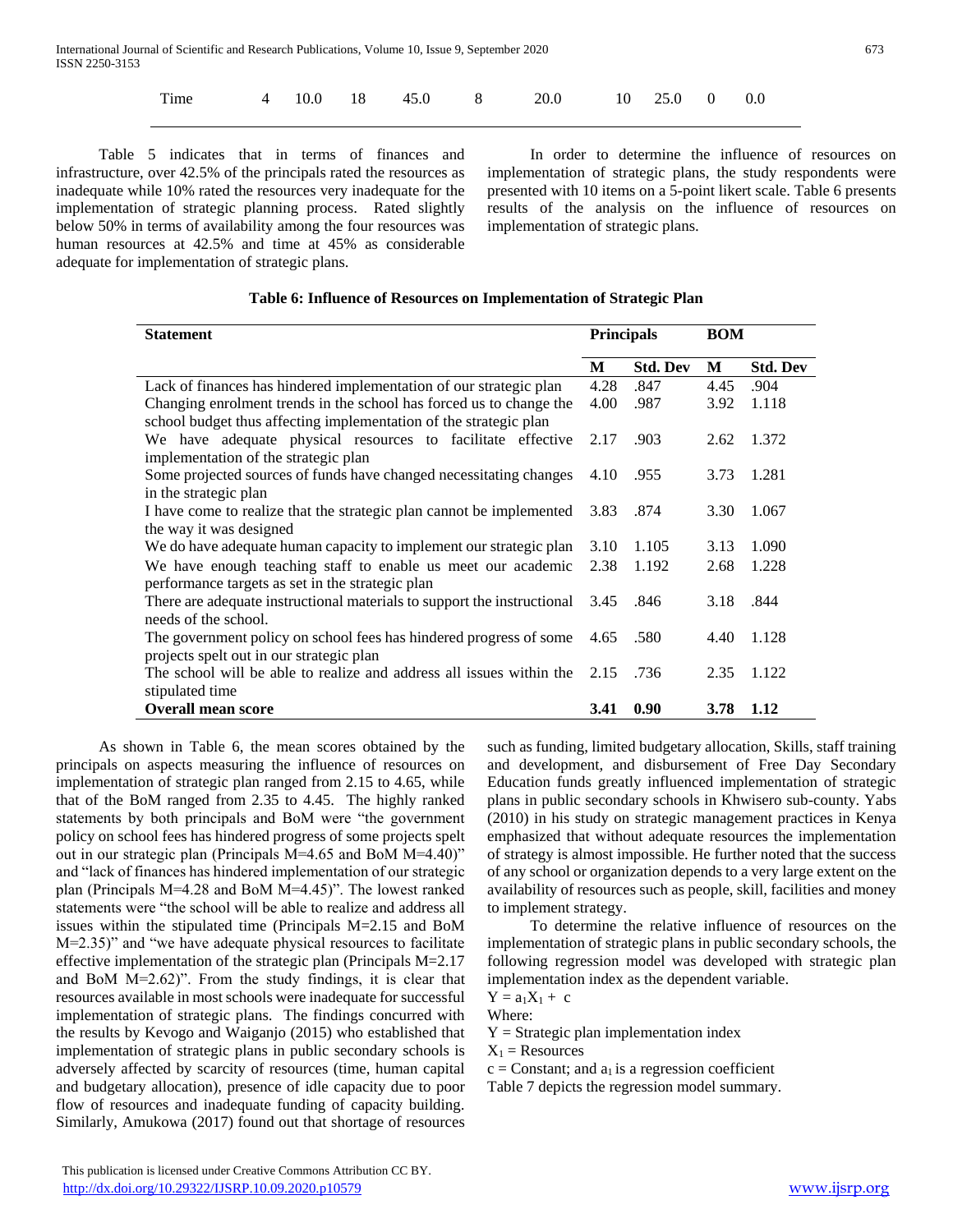| Time | 4 | 10.0 | 18 | 45.0 | 8 | 20.0 | 10 | 25.0 | 0 | 0.0 |
|---|---|---|---|---|---|---|---|---|---|---|

Table 5 indicates that in terms of finances and infrastructure, over 42.5% of the principals rated the resources as inadequate while 10% rated the resources very inadequate for the implementation of strategic planning process. Rated slightly below 50% in terms of availability among the four resources was human resources at 42.5% and time at 45% as considerable adequate for implementation of strategic plans.

In order to determine the influence of resources on implementation of strategic plans, the study respondents were presented with 10 items on a 5-point likert scale. Table 6 presents results of the analysis on the influence of resources on implementation of strategic plans.

**Table 6: Influence of Resources on Implementation of Strategic Plan**

| Statement | Principals | | BOM | |
|---|---|---|---|---|
| | **M** | **Std. Dev** | **M** | **Std. Dev** |
| Lack of finances has hindered implementation of our strategic plan | 4.28 | .847 | 4.45 | .904 |
| Changing enrolment trends in the school has forced us to change the school budget thus affecting implementation of the strategic plan | 4.00 | .987 | 3.92 | 1.118 |
| We have adequate physical resources to facilitate effective implementation of the strategic plan | 2.17 | .903 | 2.62 | 1.372 |
| Some projected sources of funds have changed necessitating changes in the strategic plan | 4.10 | .955 | 3.73 | 1.281 |
| I have come to realize that the strategic plan cannot be implemented the way it was designed | 3.83 | .874 | 3.30 | 1.067 |
| We do have adequate human capacity to implement our strategic plan | 3.10 | 1.105 | 3.13 | 1.090 |
| We have enough teaching staff to enable us meet our academic performance targets as set in the strategic plan | 2.38 | 1.192 | 2.68 | 1.228 |
| There are adequate instructional materials to support the instructional needs of the school. | 3.45 | .846 | 3.18 | .844 |
| The government policy on school fees has hindered progress of some projects spelt out in our strategic plan | 4.65 | .580 | 4.40 | 1.128 |
| The school will be able to realize and address all issues within the stipulated time | 2.15 | .736 | 2.35 | 1.122 |
| **Overall mean score** | **3.41** | **0.90** | **3.78** | **1.12** |

As shown in Table 6, the mean scores obtained by the principals on aspects measuring the influence of resources on implementation of strategic plan ranged from 2.15 to 4.65, while that of the BoM ranged from 2.35 to 4.45. The highly ranked statements by both principals and BoM were "the government policy on school fees has hindered progress of some projects spelt out in our strategic plan (Principals M=4.65 and BoM M=4.40)" and "lack of finances has hindered implementation of our strategic plan (Principals M=4.28 and BoM M=4.45)". The lowest ranked statements were "the school will be able to realize and address all issues within the stipulated time (Principals M=2.15 and BoM M=2.35)" and "we have adequate physical resources to facilitate effective implementation of the strategic plan (Principals M=2.17 and BoM M=2.62)". From the study findings, it is clear that resources available in most schools were inadequate for successful implementation of strategic plans. The findings concurred with the results by Kevogo and Waiganjo (2015) who established that implementation of strategic plans in public secondary schools is adversely affected by scarcity of resources (time, human capital and budgetary allocation), presence of idle capacity due to poor flow of resources and inadequate funding of capacity building. Similarly, Amukowa (2017) found out that shortage of resources such as funding, limited budgetary allocation, Skills, staff training and development, and disbursement of Free Day Secondary Education funds greatly influenced implementation of strategic plans in public secondary schools in Khwisero sub-county. Yabs (2010) in his study on strategic management practices in Kenya emphasized that without adequate resources the implementation of strategy is almost impossible. He further noted that the success of any school or organization depends to a very large extent on the availability of resources such as people, skill, facilities and money to implement strategy.

To determine the relative influence of resources on the implementation of strategic plans in public secondary schools, the following regression model was developed with strategic plan implementation index as the dependent variable.

$Y = a_1X_1 + c$

Where:

$Y$ = Strategic plan implementation index

$X_1$ = Resources

$c$ = Constant; and $a_1$ is a regression coefficient

Table 7 depicts the regression model summary.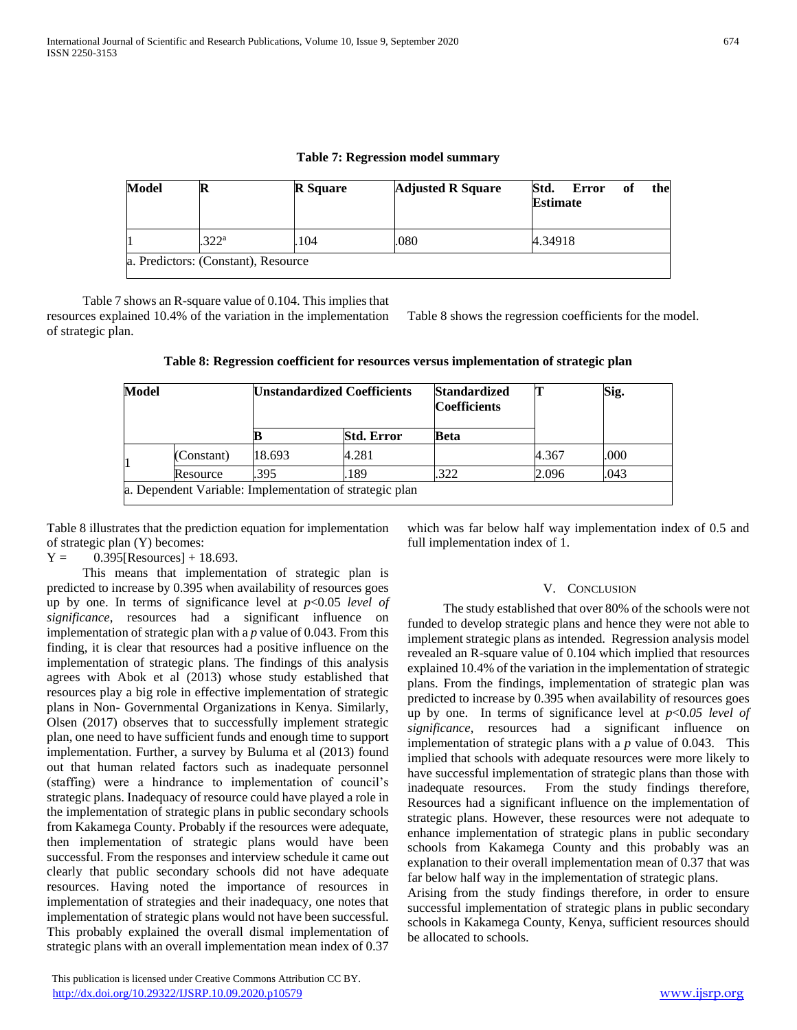**Table 7: Regression model summary**

| Model | R | R Square | Adjusted R Square | Std. Error of the Estimate |
|---|---|---|---|---|
| 1 | .322[a] | .104 | .080 | 4.34918 |
| a. Predictors: (Constant), Resource | | | | |

Table 7 shows an R-square value of 0.104. This implies that resources explained 10.4% of the variation in the implementation of strategic plan.

Table 8 shows the regression coefficients for the model.

**Table 8: Regression coefficient for resources versus implementation of strategic plan**

| Model | | Unstandardized Coefficients | | Standardized Coefficients | T | Sig. |
|---|---|---|---|---|---|---|
| | | B | Std. Error | Beta | | |
| 1 | (Constant) | 18.693 | 4.281 | | 4.367 | .000 |
| | Resource | .395 | .189 | .322 | 2.096 | .043 |
| a. Dependent Variable: Implementation of strategic plan | | | | | | |

Table 8 illustrates that the prediction equation for implementation of strategic plan (Y) becomes:

Y = 0.395[Resources] + 18.693.

This means that implementation of strategic plan is predicted to increase by 0.395 when availability of resources goes up by one. In terms of significance level at $p<0.05$ *level of significance*, resources had a significant influence on implementation of strategic plan with a $p$ value of 0.043. From this finding, it is clear that resources had a positive influence on the implementation of strategic plans. The findings of this analysis agrees with Abok et al (2013) whose study established that resources play a big role in effective implementation of strategic plans in Non- Governmental Organizations in Kenya. Similarly, Olsen (2017) observes that to successfully implement strategic plan, one need to have sufficient funds and enough time to support implementation. Further, a survey by Buluma et al (2013) found out that human related factors such as inadequate personnel (staffing) were a hindrance to implementation of council's strategic plans. Inadequacy of resource could have played a role in the implementation of strategic plans in public secondary schools from Kakamega County. Probably if the resources were adequate, then implementation of strategic plans would have been successful. From the responses and interview schedule it came out clearly that public secondary schools did not have adequate resources. Having noted the importance of resources in implementation of strategies and their inadequacy, one notes that implementation of strategic plans would not have been successful. This probably explained the overall dismal implementation of strategic plans with an overall implementation mean index of 0.37 which was far below half way implementation index of 0.5 and full implementation index of 1.

## V. Conclusion

The study established that over 80% of the schools were not funded to develop strategic plans and hence they were not able to implement strategic plans as intended. Regression analysis model revealed an R-square value of 0.104 which implied that resources explained 10.4% of the variation in the implementation of strategic plans. From the findings, implementation of strategic plan was predicted to increase by 0.395 when availability of resources goes up by one. In terms of significance level at $p<0.05$ *level of significance*, resources had a significant influence on implementation of strategic plans with a $p$ value of 0.043. This implied that schools with adequate resources were more likely to have successful implementation of strategic plans than those with inadequate resources. From the study findings therefore, Resources had a significant influence on the implementation of strategic plans. However, these resources were not adequate to enhance implementation of strategic plans in public secondary schools from Kakamega County and this probably was an explanation to their overall implementation mean of 0.37 that was far below half way in the implementation of strategic plans.

Arising from the study findings therefore, in order to ensure successful implementation of strategic plans in public secondary schools in Kakamega County, Kenya, sufficient resources should be allocated to schools.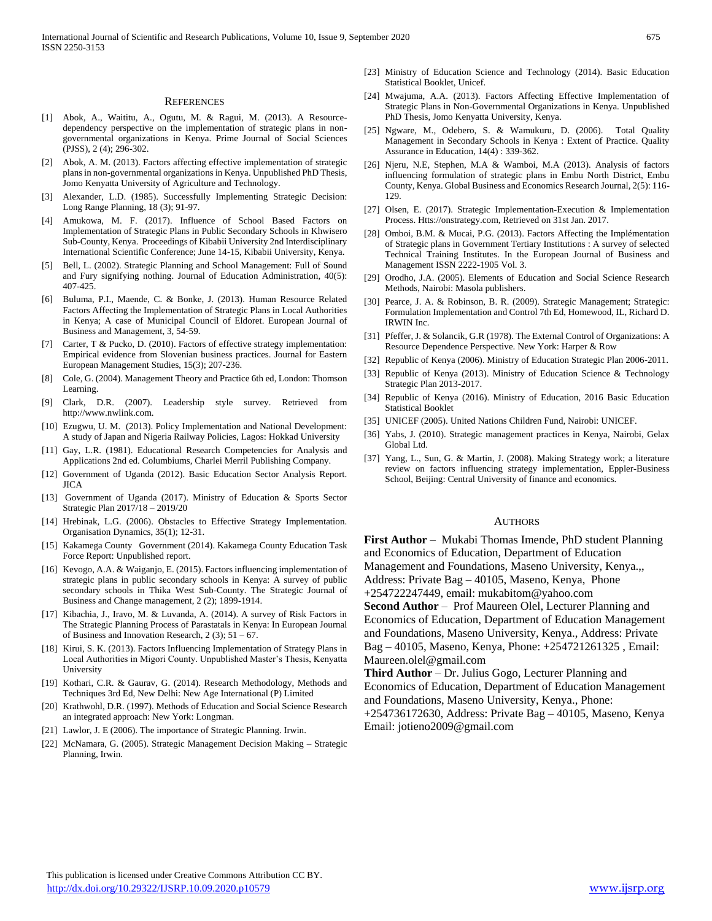## REFERENCES

[1] Abok, A., Waititu, A., Ogutu, M. & Ragui, M. (2013). A Resource-dependency perspective on the implementation of strategic plans in non-governmental organizations in Kenya. Prime Journal of Social Sciences (PJSS), 2 (4); 296-302.

[2] Abok, A. M. (2013). Factors affecting effective implementation of strategic plans in non-governmental organizations in Kenya. Unpublished PhD Thesis, Jomo Kenyatta University of Agriculture and Technology.

[3] Alexander, L.D. (1985). Successfully Implementing Strategic Decision: Long Range Planning, 18 (3); 91-97.

[4] Amukowa, M. F. (2017). Influence of School Based Factors on Implementation of Strategic Plans in Public Secondary Schools in Khwisero Sub-County, Kenya. Proceedings of Kibabii University 2nd Interdisciplinary International Scientific Conference; June 14-15, Kibabii University, Kenya.

[5] Bell, L. (2002). Strategic Planning and School Management: Full of Sound and Fury signifying nothing. Journal of Education Administration, 40(5): 407-425.

[6] Buluma, P.I., Maende, C. & Bonke, J. (2013). Human Resource Related Factors Affecting the Implementation of Strategic Plans in Local Authorities in Kenya; A case of Municipal Council of Eldoret. European Journal of Business and Management, 3, 54-59.

[7] Carter, T & Pucko, D. (2010). Factors of effective strategy implementation: Empirical evidence from Slovenian business practices. Journal for Eastern European Management Studies, 15(3); 207-236.

[8] Cole, G. (2004). Management Theory and Practice 6th ed, London: Thomson Learning.

[9] Clark, D.R. (2007). Leadership style survey. Retrieved from http://www.nwlink.com.

[10] Ezugwu, U. M. (2013). Policy Implementation and National Development: A study of Japan and Nigeria Railway Policies, Lagos: Hokkad University

[11] Gay, L.R. (1981). Educational Research Competencies for Analysis and Applications 2nd ed. Columbiums, Charlei Merril Publishing Company.

[12] Government of Uganda (2012). Basic Education Sector Analysis Report. JICA

[13] Government of Uganda (2017). Ministry of Education & Sports Sector Strategic Plan 2017/18 – 2019/20

[14] Hrebinak, L.G. (2006). Obstacles to Effective Strategy Implementation. Organisation Dynamics, 35(1); 12-31.

[15] Kakamega County Government (2014). Kakamega County Education Task Force Report: Unpublished report.

[16] Kevogo, A.A. & Waiganjo, E. (2015). Factors influencing implementation of strategic plans in public secondary schools in Kenya: A survey of public secondary schools in Thika West Sub-County. The Strategic Journal of Business and Change management, 2 (2); 1899-1914.

[17] Kibachia, J., Iravo, M. & Luvanda, A. (2014). A survey of Risk Factors in The Strategic Planning Process of Parastatals in Kenya: In European Journal of Business and Innovation Research, 2 (3); 51 – 67.

[18] Kirui, S. K. (2013). Factors Influencing Implementation of Strategy Plans in Local Authorities in Migori County. Unpublished Master's Thesis, Kenyatta University

[19] Kothari, C.R. & Gaurav, G. (2014). Research Methodology, Methods and Techniques 3rd Ed, New Delhi: New Age International (P) Limited

[20] Krathwohl, D.R. (1997). Methods of Education and Social Science Research an integrated approach: New York: Longman.

[21] Lawlor, J. E (2006). The importance of Strategic Planning. Irwin.

[22] McNamara, G. (2005). Strategic Management Decision Making – Strategic Planning, Irwin.

[23] Ministry of Education Science and Technology (2014). Basic Education Statistical Booklet, Unicef.

[24] Mwajuma, A.A. (2013). Factors Affecting Effective Implementation of Strategic Plans in Non-Governmental Organizations in Kenya. Unpublished PhD Thesis, Jomo Kenyatta University, Kenya.

[25] Ngware, M., Odebero, S. & Wamukuru, D. (2006). Total Quality Management in Secondary Schools in Kenya : Extent of Practice. Quality Assurance in Education, 14(4) : 339-362.

[26] Njeru, N.E, Stephen, M.A & Wamboi, M.A (2013). Analysis of factors influencing formulation of strategic plans in Embu North District, Embu County, Kenya. Global Business and Economics Research Journal, 2(5): 116-129.

[27] Olsen, E. (2017). Strategic Implementation-Execution & Implementation Process. Htts://onstrategy.com, Retrieved on 31st Jan. 2017.

[28] Omboi, B.M. & Mucai, P.G. (2013). Factors Affecting the Implémentation of Strategic plans in Government Tertiary Institutions : A survey of selected Technical Training Institutes. In the European Journal of Business and Management ISSN 2222-1905 Vol. 3.

[29] Orodho, J.A. (2005). Elements of Education and Social Science Research Methods, Nairobi: Masola publishers.

[30] Pearce, J. A. & Robinson, B. R. (2009). Strategic Management; Strategic: Formulation Implementation and Control 7th Ed, Homewood, IL, Richard D. IRWIN Inc.

[31] Pfeffer, J. & Solancik, G.R (1978). The External Control of Organizations: A Resource Dependence Perspective. New York: Harper & Row

[32] Republic of Kenya (2006). Ministry of Education Strategic Plan 2006-2011.

[33] Republic of Kenya (2013). Ministry of Education Science & Technology Strategic Plan 2013-2017.

[34] Republic of Kenya (2016). Ministry of Education, 2016 Basic Education Statistical Booklet

[35] UNICEF (2005). United Nations Children Fund, Nairobi: UNICEF.

[36] Yabs, J. (2010). Strategic management practices in Kenya, Nairobi, Gelax Global Ltd.

[37] Yang, L., Sun, G. & Martin, J. (2008). Making Strategy work; a literature review on factors influencing strategy implementation, Eppler-Business School, Beijing: Central University of finance and economics.

## AUTHORS

**First Author** – Mukabi Thomas Imende, PhD student Planning and Economics of Education, Department of Education Management and Foundations, Maseno University, Kenya.,, Address: Private Bag – 40105, Maseno, Kenya, Phone +254722247449, email: mukabitom@yahoo.com

**Second Author** – Prof Maureen Olel, Lecturer Planning and Economics of Education, Department of Education Management and Foundations, Maseno University, Kenya., Address: Private Bag – 40105, Maseno, Kenya, Phone: +254721261325 , Email: Maureen.olel@gmail.com

**Third Author** – Dr. Julius Gogo, Lecturer Planning and Economics of Education, Department of Education Management and Foundations, Maseno University, Kenya., Phone: +254736172630, Address: Private Bag – 40105, Maseno, Kenya Email: jotieno2009@gmail.com